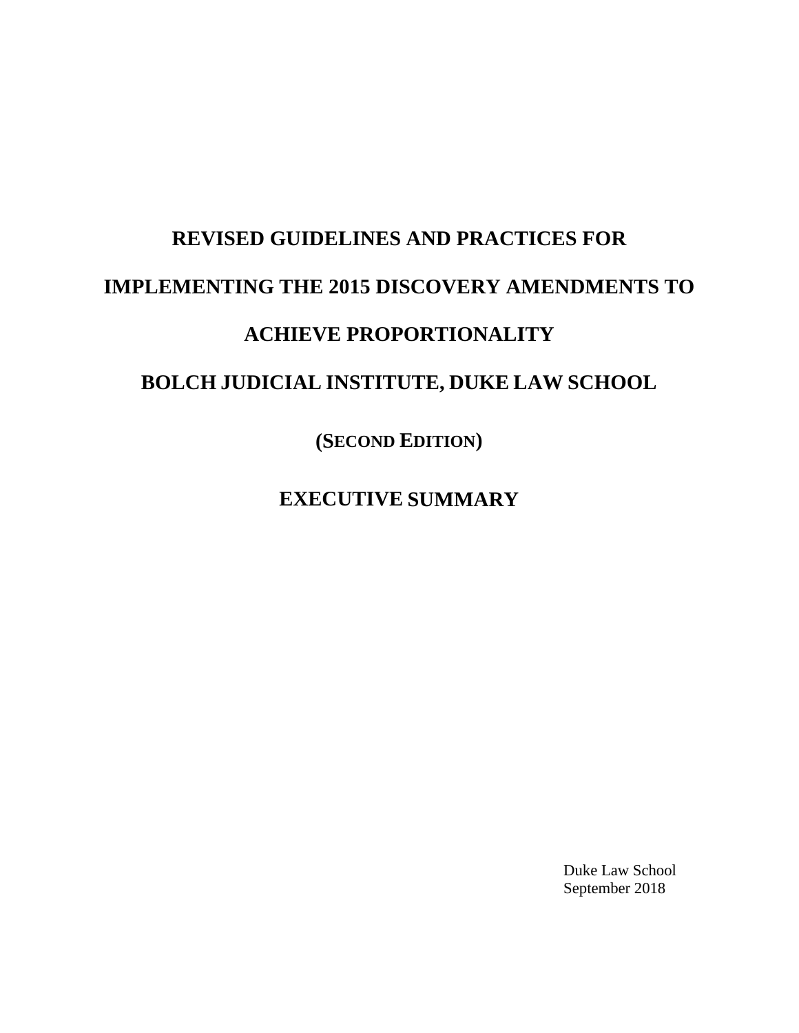# REVISED GUIDELINES AND PRACTICES FOR IMPLEMENTING THE 2015 DISCOVERY AMENDMENTS TO ACHIEVE PROPORTIONALITY

## BOLCH JUDICIAL INSTITUTE, DUKE LAW SCHOOL

**(SECOND EDITION)**

## EXECUTIVE SUMMARY

Duke Law School
September 2018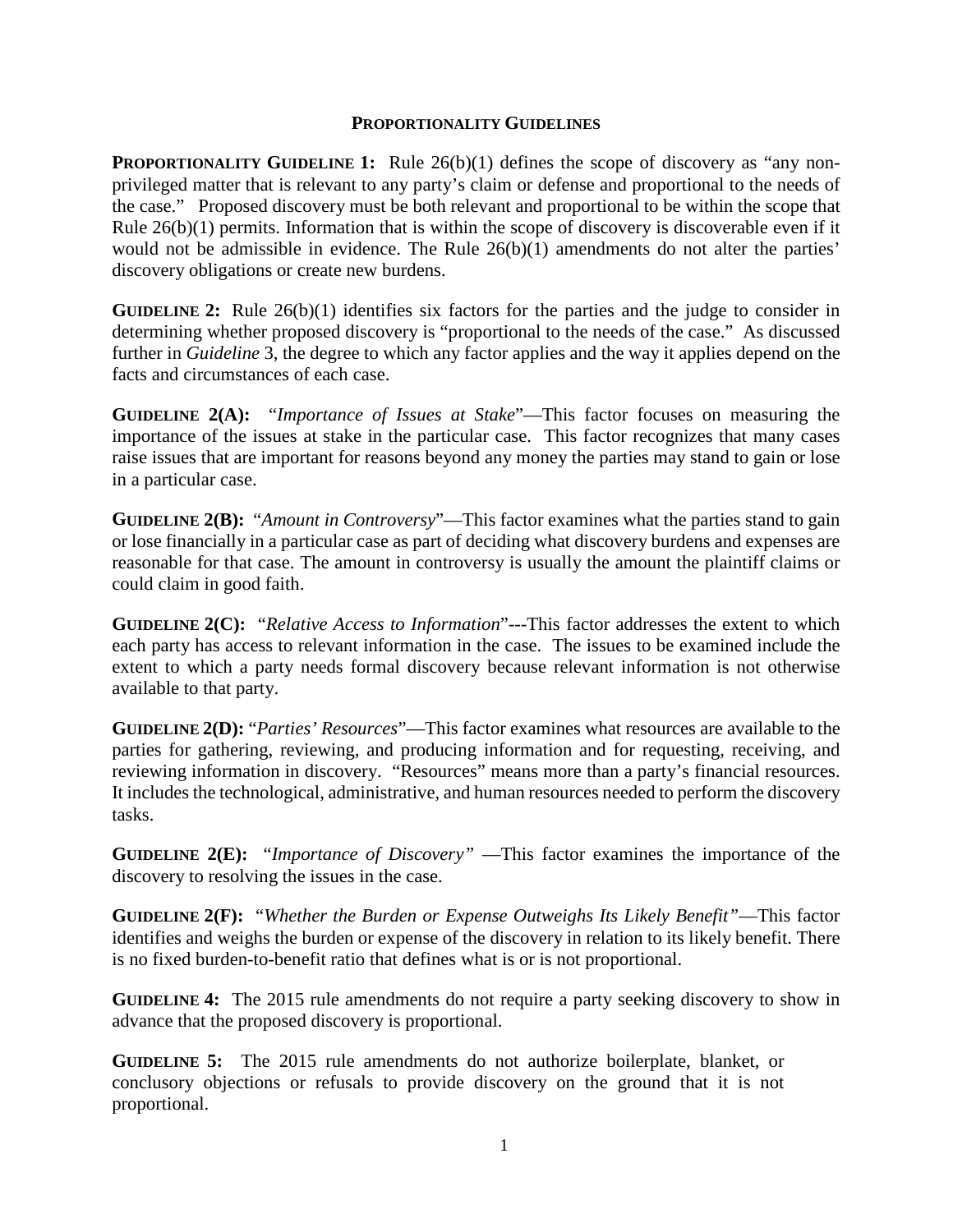# PROPORTIONALITY GUIDELINES

**PROPORTIONALITY GUIDELINE 1:** Rule 26(b)(1) defines the scope of discovery as "any non-privileged matter that is relevant to any party's claim or defense and proportional to the needs of the case." Proposed discovery must be both relevant and proportional to be within the scope that Rule 26(b)(1) permits. Information that is within the scope of discovery is discoverable even if it would not be admissible in evidence. The Rule 26(b)(1) amendments do not alter the parties' discovery obligations or create new burdens.

**GUIDELINE 2:** Rule 26(b)(1) identifies six factors for the parties and the judge to consider in determining whether proposed discovery is "proportional to the needs of the case." As discussed further in *Guideline* 3, the degree to which any factor applies and the way it applies depend on the facts and circumstances of each case.

**GUIDELINE 2(A):** "*Importance of Issues at Stake*"—This factor focuses on measuring the importance of the issues at stake in the particular case. This factor recognizes that many cases raise issues that are important for reasons beyond any money the parties may stand to gain or lose in a particular case.

**GUIDELINE 2(B):** "*Amount in Controversy*"—This factor examines what the parties stand to gain or lose financially in a particular case as part of deciding what discovery burdens and expenses are reasonable for that case. The amount in controversy is usually the amount the plaintiff claims or could claim in good faith.

**GUIDELINE 2(C):** "*Relative Access to Information*"---This factor addresses the extent to which each party has access to relevant information in the case. The issues to be examined include the extent to which a party needs formal discovery because relevant information is not otherwise available to that party.

**GUIDELINE 2(D):** "*Parties' Resources*"—This factor examines what resources are available to the parties for gathering, reviewing, and producing information and for requesting, receiving, and reviewing information in discovery. "Resources" means more than a party's financial resources. It includes the technological, administrative, and human resources needed to perform the discovery tasks.

**GUIDELINE 2(E):** "*Importance of Discovery*" —This factor examines the importance of the discovery to resolving the issues in the case.

**GUIDELINE 2(F):** "*Whether the Burden or Expense Outweighs Its Likely Benefit*"—This factor identifies and weighs the burden or expense of the discovery in relation to its likely benefit. There is no fixed burden-to-benefit ratio that defines what is or is not proportional.

**GUIDELINE 4:** The 2015 rule amendments do not require a party seeking discovery to show in advance that the proposed discovery is proportional.

**GUIDELINE 5:** The 2015 rule amendments do not authorize boilerplate, blanket, or conclusory objections or refusals to provide discovery on the ground that it is not proportional.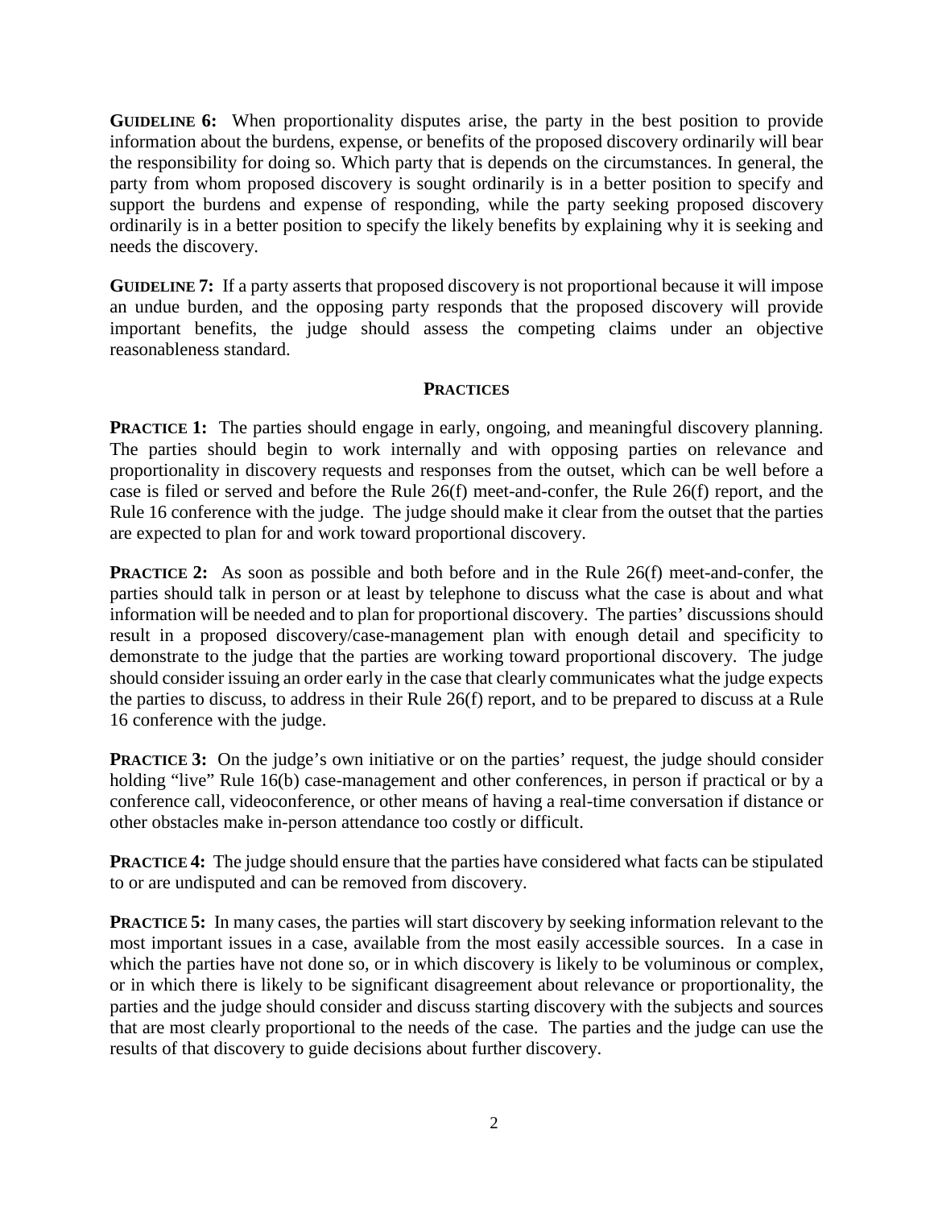**GUIDELINE 6:** When proportionality disputes arise, the party in the best position to provide information about the burdens, expense, or benefits of the proposed discovery ordinarily will bear the responsibility for doing so. Which party that is depends on the circumstances. In general, the party from whom proposed discovery is sought ordinarily is in a better position to specify and support the burdens and expense of responding, while the party seeking proposed discovery ordinarily is in a better position to specify the likely benefits by explaining why it is seeking and needs the discovery.

**GUIDELINE 7:** If a party asserts that proposed discovery is not proportional because it will impose an undue burden, and the opposing party responds that the proposed discovery will provide important benefits, the judge should assess the competing claims under an objective reasonableness standard.

## PRACTICES

**PRACTICE 1:** The parties should engage in early, ongoing, and meaningful discovery planning. The parties should begin to work internally and with opposing parties on relevance and proportionality in discovery requests and responses from the outset, which can be well before a case is filed or served and before the Rule 26(f) meet-and-confer, the Rule 26(f) report, and the Rule 16 conference with the judge. The judge should make it clear from the outset that the parties are expected to plan for and work toward proportional discovery.

**PRACTICE 2:** As soon as possible and both before and in the Rule 26(f) meet-and-confer, the parties should talk in person or at least by telephone to discuss what the case is about and what information will be needed and to plan for proportional discovery. The parties' discussions should result in a proposed discovery/case-management plan with enough detail and specificity to demonstrate to the judge that the parties are working toward proportional discovery. The judge should consider issuing an order early in the case that clearly communicates what the judge expects the parties to discuss, to address in their Rule 26(f) report, and to be prepared to discuss at a Rule 16 conference with the judge.

**PRACTICE 3:** On the judge's own initiative or on the parties' request, the judge should consider holding "live" Rule 16(b) case-management and other conferences, in person if practical or by a conference call, videoconference, or other means of having a real-time conversation if distance or other obstacles make in-person attendance too costly or difficult.

**PRACTICE 4:** The judge should ensure that the parties have considered what facts can be stipulated to or are undisputed and can be removed from discovery.

**PRACTICE 5:** In many cases, the parties will start discovery by seeking information relevant to the most important issues in a case, available from the most easily accessible sources. In a case in which the parties have not done so, or in which discovery is likely to be voluminous or complex, or in which there is likely to be significant disagreement about relevance or proportionality, the parties and the judge should consider and discuss starting discovery with the subjects and sources that are most clearly proportional to the needs of the case. The parties and the judge can use the results of that discovery to guide decisions about further discovery.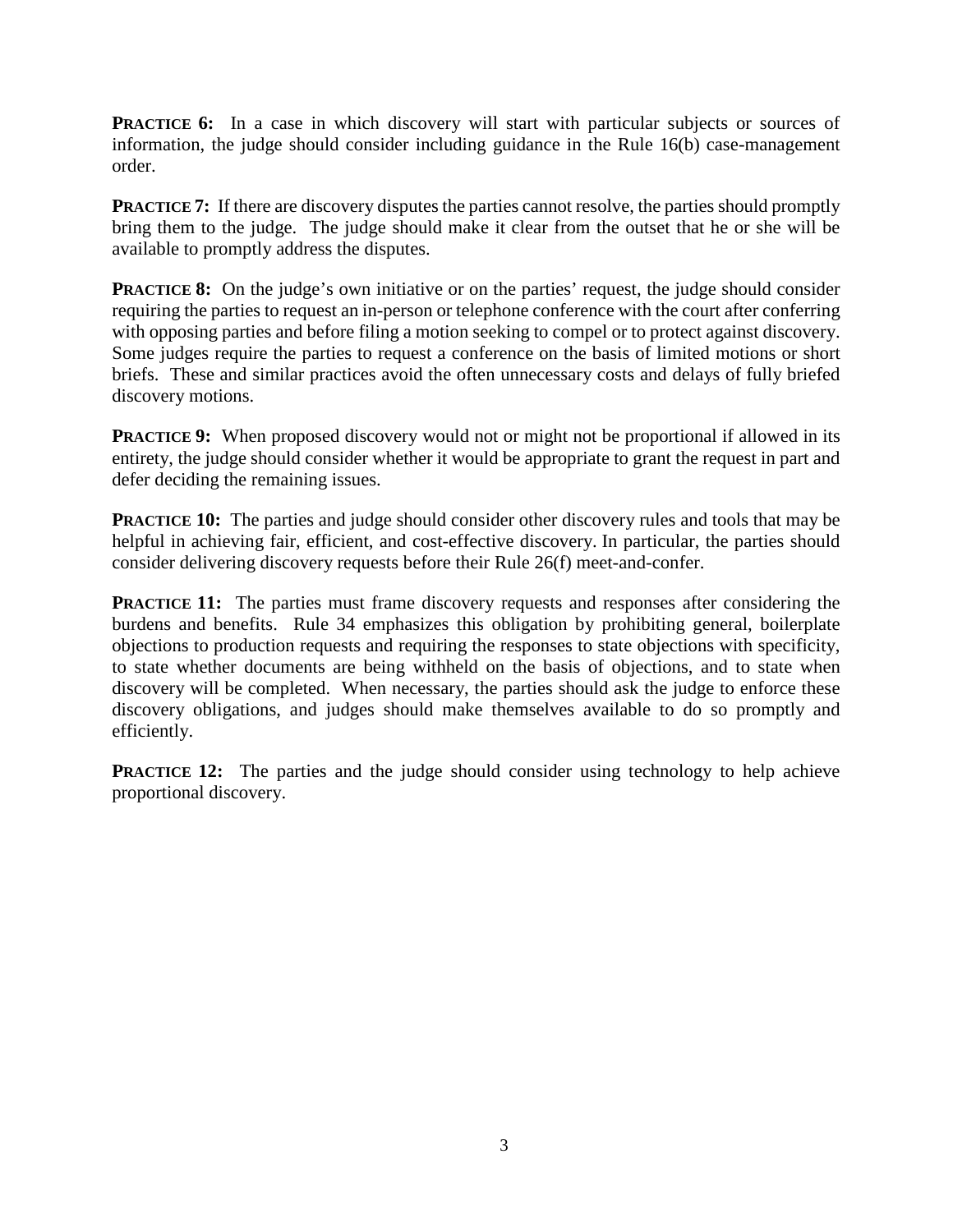**PRACTICE 6:** In a case in which discovery will start with particular subjects or sources of information, the judge should consider including guidance in the Rule 16(b) case-management order.

**PRACTICE 7:** If there are discovery disputes the parties cannot resolve, the parties should promptly bring them to the judge. The judge should make it clear from the outset that he or she will be available to promptly address the disputes.

**PRACTICE 8:** On the judge's own initiative or on the parties' request, the judge should consider requiring the parties to request an in-person or telephone conference with the court after conferring with opposing parties and before filing a motion seeking to compel or to protect against discovery. Some judges require the parties to request a conference on the basis of limited motions or short briefs. These and similar practices avoid the often unnecessary costs and delays of fully briefed discovery motions.

**PRACTICE 9:** When proposed discovery would not or might not be proportional if allowed in its entirety, the judge should consider whether it would be appropriate to grant the request in part and defer deciding the remaining issues.

**PRACTICE 10:** The parties and judge should consider other discovery rules and tools that may be helpful in achieving fair, efficient, and cost-effective discovery. In particular, the parties should consider delivering discovery requests before their Rule 26(f) meet-and-confer.

**PRACTICE 11:** The parties must frame discovery requests and responses after considering the burdens and benefits. Rule 34 emphasizes this obligation by prohibiting general, boilerplate objections to production requests and requiring the responses to state objections with specificity, to state whether documents are being withheld on the basis of objections, and to state when discovery will be completed. When necessary, the parties should ask the judge to enforce these discovery obligations, and judges should make themselves available to do so promptly and efficiently.

**PRACTICE 12:** The parties and the judge should consider using technology to help achieve proportional discovery.